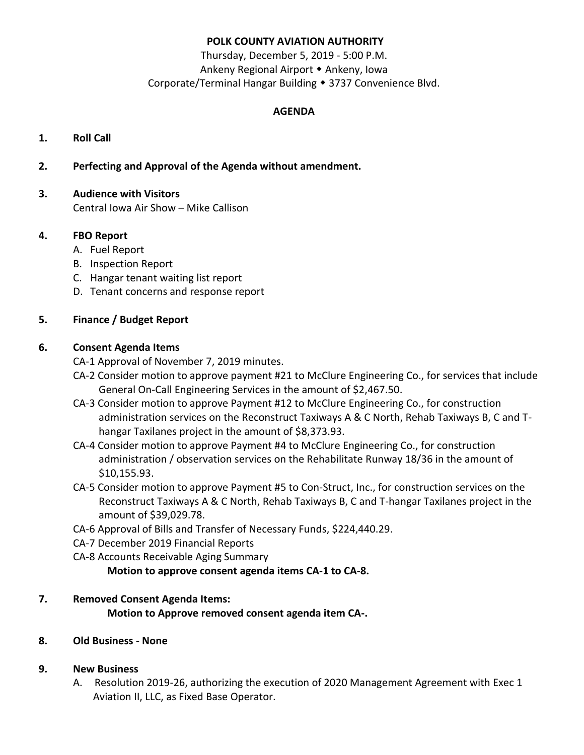# POLK COUNTY AVIATION AUTHORITY

Thursday, December 5, 2019 - 5:00 P.M.
Ankeny Regional Airport ◆ Ankeny, Iowa
Corporate/Terminal Hangar Building ◆ 3737 Convenience Blvd.

## AGENDA

**1. Roll Call**

**2. Perfecting and Approval of the Agenda without amendment.**

**3. Audience with Visitors**

Central Iowa Air Show – Mike Callison

**4. FBO Report**

A. Fuel Report
B. Inspection Report
C. Hangar tenant waiting list report
D. Tenant concerns and response report

**5. Finance / Budget Report**

**6. Consent Agenda Items**

CA-1 Approval of November 7, 2019 minutes.

CA-2 Consider motion to approve payment #21 to McClure Engineering Co., for services that include General On-Call Engineering Services in the amount of $2,467.50.

CA-3 Consider motion to approve Payment #12 to McClure Engineering Co., for construction administration services on the Reconstruct Taxiways A & C North, Rehab Taxiways B, C and T-hangar Taxilanes project in the amount of $8,373.93.

CA-4 Consider motion to approve Payment #4 to McClure Engineering Co., for construction administration / observation services on the Rehabilitate Runway 18/36 in the amount of $10,155.93.

CA-5 Consider motion to approve Payment #5 to Con-Struct, Inc., for construction services on the Reconstruct Taxiways A & C North, Rehab Taxiways B, C and T-hangar Taxilanes project in the amount of $39,029.78.

CA-6 Approval of Bills and Transfer of Necessary Funds, $224,440.29.

CA-7 December 2019 Financial Reports

CA-8 Accounts Receivable Aging Summary

**Motion to approve consent agenda items CA-1 to CA-8.**

**7. Removed Consent Agenda Items:**

**Motion to Approve removed consent agenda item CA-.**

**8. Old Business - None**

**9. New Business**

A. Resolution 2019-26, authorizing the execution of 2020 Management Agreement with Exec 1 Aviation II, LLC, as Fixed Base Operator.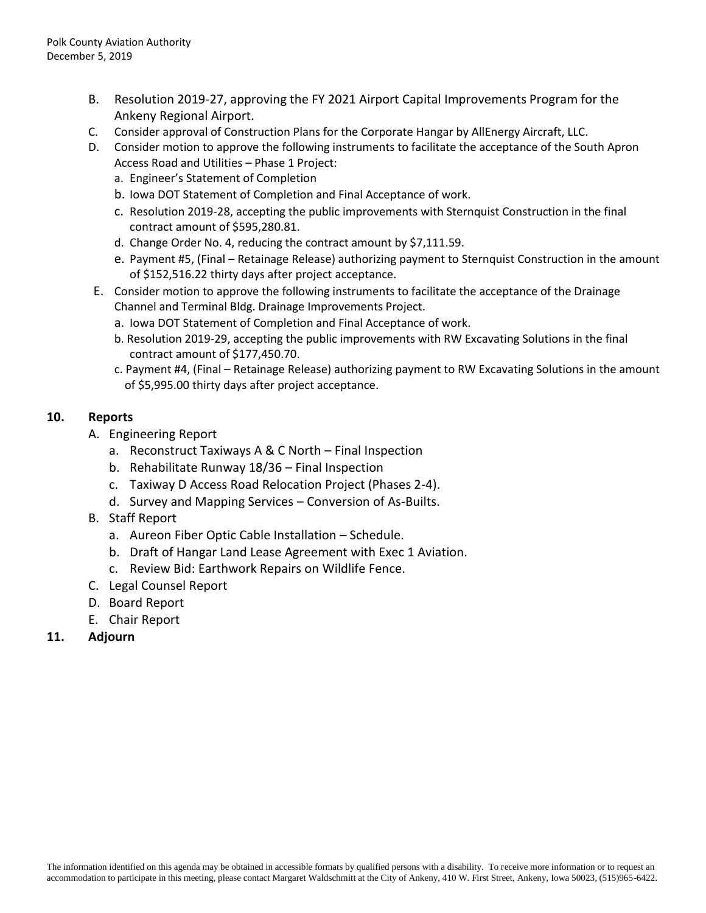B. Resolution 2019-27, approving the FY 2021 Airport Capital Improvements Program for the Ankeny Regional Airport.

C. Consider approval of Construction Plans for the Corporate Hangar by AllEnergy Aircraft, LLC.

D. Consider motion to approve the following instruments to facilitate the acceptance of the South Apron Access Road and Utilities – Phase 1 Project:
   a. Engineer's Statement of Completion
   b. Iowa DOT Statement of Completion and Final Acceptance of work.
   c. Resolution 2019-28, accepting the public improvements with Sternquist Construction in the final contract amount of $595,280.81.
   d. Change Order No. 4, reducing the contract amount by $7,111.59.
   e. Payment #5, (Final – Retainage Release) authorizing payment to Sternquist Construction in the amount of $152,516.22 thirty days after project acceptance.

E. Consider motion to approve the following instruments to facilitate the acceptance of the Drainage Channel and Terminal Bldg. Drainage Improvements Project.
   a. Iowa DOT Statement of Completion and Final Acceptance of work.
   b. Resolution 2019-29, accepting the public improvements with RW Excavating Solutions in the final contract amount of $177,450.70.
   c. Payment #4, (Final – Retainage Release) authorizing payment to RW Excavating Solutions in the amount of $5,995.00 thirty days after project acceptance.

**10. Reports**

A. Engineering Report
   a. Reconstruct Taxiways A & C North – Final Inspection
   b. Rehabilitate Runway 18/36 – Final Inspection
   c. Taxiway D Access Road Relocation Project (Phases 2-4).
   d. Survey and Mapping Services – Conversion of As-Builts.

B. Staff Report
   a. Aureon Fiber Optic Cable Installation – Schedule.
   b. Draft of Hangar Land Lease Agreement with Exec 1 Aviation.
   c. Review Bid: Earthwork Repairs on Wildlife Fence.

C. Legal Counsel Report

D. Board Report

E. Chair Report

**11. Adjourn**

The information identified on this agenda may be obtained in accessible formats by qualified persons with a disability. To receive more information or to request an accommodation to participate in this meeting, please contact Margaret Waldschmitt at the City of Ankeny, 410 W. First Street, Ankeny, Iowa 50023, (515)965-6422.